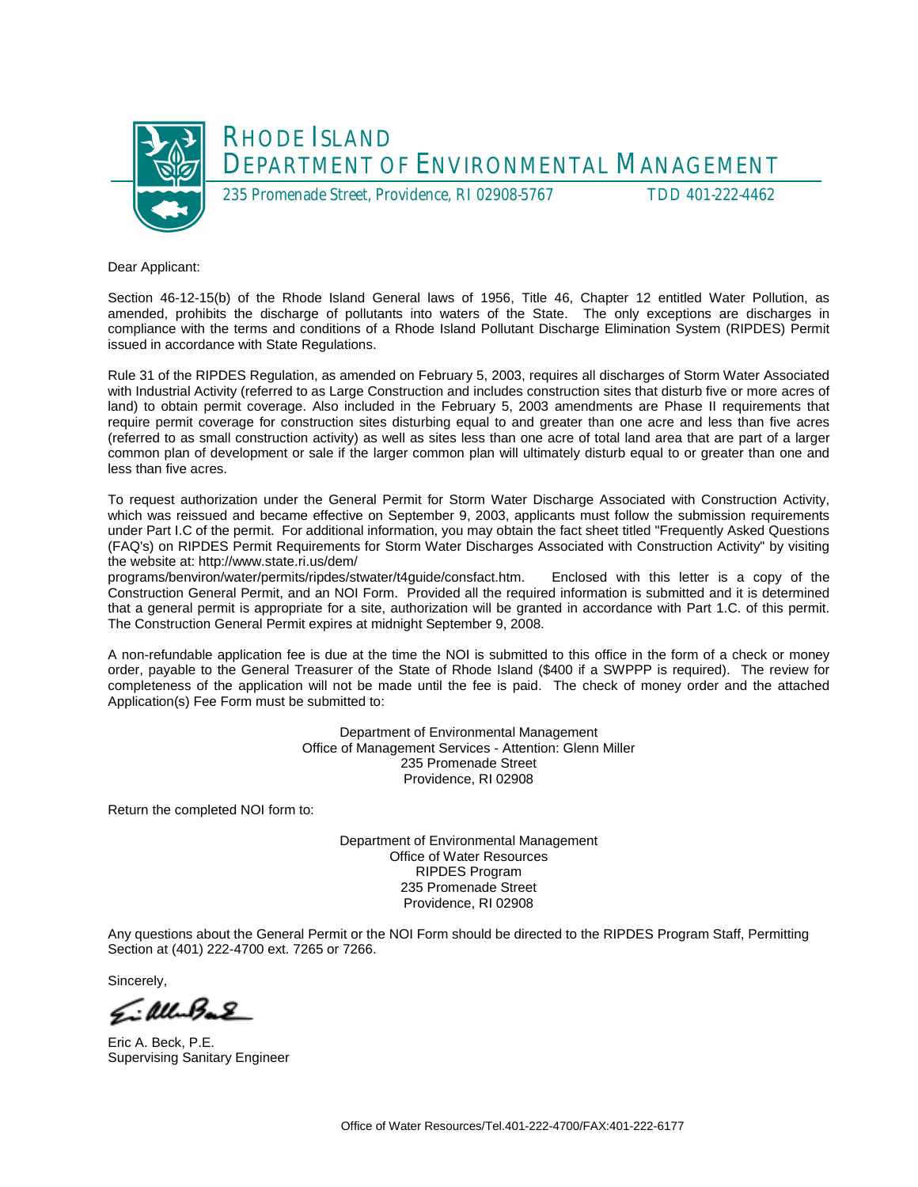# RHODE ISLAND DEPARTMENT OF ENVIRONMENTAL MANAGEMENT

235 Promenade Street, Providence, RI 02908-5767 TDD 401-222-4462

Dear Applicant:

Section 46-12-15(b) of the Rhode Island General laws of 1956, Title 46, Chapter 12 entitled Water Pollution, as amended, prohibits the discharge of pollutants into waters of the State. The only exceptions are discharges in compliance with the terms and conditions of a Rhode Island Pollutant Discharge Elimination System (RIPDES) Permit issued in accordance with State Regulations.

Rule 31 of the RIPDES Regulation, as amended on February 5, 2003, requires all discharges of Storm Water Associated with Industrial Activity (referred to as Large Construction and includes construction sites that disturb five or more acres of land) to obtain permit coverage. Also included in the February 5, 2003 amendments are Phase II requirements that require permit coverage for construction sites disturbing equal to and greater than one acre and less than five acres (referred to as small construction activity) as well as sites less than one acre of total land area that are part of a larger common plan of development or sale if the larger common plan will ultimately disturb equal to or greater than one and less than five acres.

To request authorization under the General Permit for Storm Water Discharge Associated with Construction Activity, which was reissued and became effective on September 9, 2003, applicants must follow the submission requirements under Part I.C of the permit. For additional information, you may obtain the fact sheet titled "Frequently Asked Questions (FAQ's) on RIPDES Permit Requirements for Storm Water Discharges Associated with Construction Activity" by visiting the website at: http://www.state.ri.us/dem/programs/benviron/water/permits/ripdes/stwater/t4guide/consfact.htm. Enclosed with this letter is a copy of the Construction General Permit, and an NOI Form. Provided all the required information is submitted and it is determined that a general permit is appropriate for a site, authorization will be granted in accordance with Part 1.C. of this permit. The Construction General Permit expires at midnight September 9, 2008.

A non-refundable application fee is due at the time the NOI is submitted to this office in the form of a check or money order, payable to the General Treasurer of the State of Rhode Island ($400 if a SWPPP is required). The review for completeness of the application will not be made until the fee is paid. The check of money order and the attached Application(s) Fee Form must be submitted to:

Department of Environmental Management
Office of Management Services - Attention: Glenn Miller
235 Promenade Street
Providence, RI 02908

Return the completed NOI form to:

Department of Environmental Management
Office of Water Resources
RIPDES Program
235 Promenade Street
Providence, RI 02908

Any questions about the General Permit or the NOI Form should be directed to the RIPDES Program Staff, Permitting Section at (401) 222-4700 ext. 7265 or 7266.

Sincerely,

Eric A. Beck, P.E.
Supervising Sanitary Engineer

Office of Water Resources/Tel.401-222-4700/FAX:401-222-6177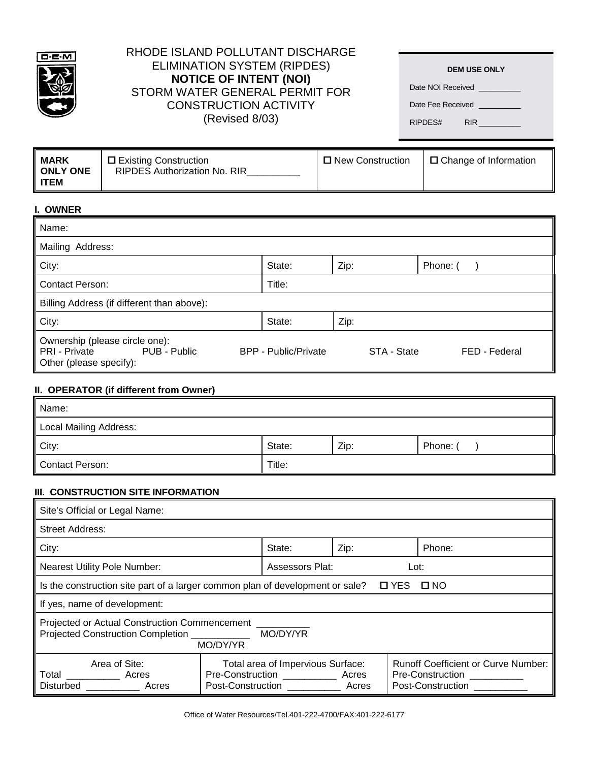# RHODE ISLAND POLLUTANT DISCHARGE ELIMINATION SYSTEM (RIPDES)

## NOTICE OF INTENT (NOI)

STORM WATER GENERAL PERMIT FOR CONSTRUCTION ACTIVITY
(Revised 8/03)

| DEM USE ONLY |
|---|
| Date NOI Received __________ |
| Date Fee Received __________ |
| RIPDES# RIR __________ |

| **MARK ONLY ONE ITEM** | ☐ Existing Construction RIPDES Authorization No. RIR__________ | ☐ New Construction | ☐ Change of Information |
|---|---|---|---|

### I. OWNER

| Name: | | | |
|---|---|---|---|
| Mailing Address: | | | |
| City: | State: | Zip: | Phone: ( ) |
| Contact Person: | Title: | | |
| Billing Address (if different than above): | | | |
| City: | State: | Zip: | |
| Ownership (please circle one): PRI - Private   PUB - Public   BPP - Public/Private   STA - State   FED - Federal   Other (please specify): | | | |

### II. OPERATOR (if different from Owner)

| Name: | | | |
|---|---|---|---|
| Local Mailing Address: | | | |
| City: | State: | Zip: | Phone: ( ) |
| Contact Person: | Title: | | |

### III. CONSTRUCTION SITE INFORMATION

| Site's Official or Legal Name: | | | |
|---|---|---|---|
| Street Address: | | | |
| City: | State: | Zip: | Phone: |
| Nearest Utility Pole Number: | Assessors Plat: | Lot: | |
| Is the construction site part of a larger common plan of development or sale? ☐ YES ☐ NO | | | |
| If yes, name of development: | | | |
| Projected or Actual Construction Commencement __________ MO/DY/YR<br>Projected Construction Completion __________ MO/DY/YR | | | |

| Area of Site: | Total area of Impervious Surface: | Runoff Coefficient or Curve Number: |
|---|---|---|
| Total __________ Acres | Pre-Construction __________ Acres | Pre-Construction __________ |
| Disturbed __________ Acres | Post-Construction __________ Acres | Post-Construction __________ |

Office of Water Resources/Tel.401-222-4700/FAX:401-222-6177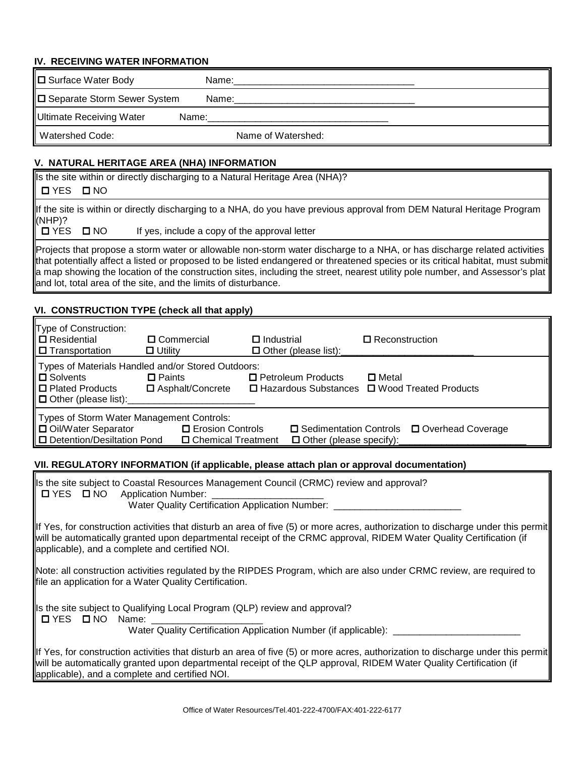## IV. RECEIVING WATER INFORMATION

| | |
|---|---|
| ☐ Surface Water Body | Name:_________________________________ |
| ☐ Separate Storm Sewer System | Name:_________________________________ |
| Ultimate Receiving Water | Name:_________________________________ |
| Watershed Code: | Name of Watershed: |

## V. NATURAL HERITAGE AREA (NHA) INFORMATION

Is the site within or directly discharging to a Natural Heritage Area (NHA)?
☐ YES ☐ NO

If the site is within or directly discharging to a NHA, do you have previous approval from DEM Natural Heritage Program (NHP)?
☐ YES ☐ NO If yes, include a copy of the approval letter

Projects that propose a storm water or allowable non-storm water discharge to a NHA, or has discharge related activities that potentially affect a listed or proposed to be listed endangered or threatened species or its critical habitat, must submit a map showing the location of the construction sites, including the street, nearest utility pole number, and Assessor's plat and lot, total area of the site, and the limits of disturbance.

## VI. CONSTRUCTION TYPE (check all that apply)

Type of Construction:
☐ Residential ☐ Commercial ☐ Industrial ☐ Reconstruction
☐ Transportation ☐ Utility ☐ Other (please list):________________________

Types of Materials Handled and/or Stored Outdoors:
☐ Solvents ☐ Paints ☐ Petroleum Products ☐ Metal
☐ Plated Products ☐ Asphalt/Concrete ☐ Hazardous Substances ☐ Wood Treated Products
☐ Other (please list):________________________

Types of Storm Water Management Controls:
☐ Oil/Water Separator ☐ Erosion Controls ☐ Sedimentation Controls ☐ Overhead Coverage
☐ Detention/Desiltation Pond ☐ Chemical Treatment ☐ Other (please specify):________________________

## VII. REGULATORY INFORMATION (if applicable, please attach plan or approval documentation)

Is the site subject to Coastal Resources Management Council (CRMC) review and approval?
☐ YES ☐ NO Application Number: ____________________
Water Quality Certification Application Number: ________________________

If Yes, for construction activities that disturb an area of five (5) or more acres, authorization to discharge under this permit will be automatically granted upon departmental receipt of the CRMC approval, RIDEM Water Quality Certification (if applicable), and a complete and certified NOI.

Note: all construction activities regulated by the RIPDES Program, which are also under CRMC review, are required to file an application for a Water Quality Certification.

Is the site subject to Qualifying Local Program (QLP) review and approval?
☐ YES ☐ NO Name: ____________________
Water Quality Certification Application Number (if applicable): ________________________

If Yes, for construction activities that disturb an area of five (5) or more acres, authorization to discharge under this permit will be automatically granted upon departmental receipt of the QLP approval, RIDEM Water Quality Certification (if applicable), and a complete and certified NOI.

Office of Water Resources/Tel.401-222-4700/FAX:401-222-6177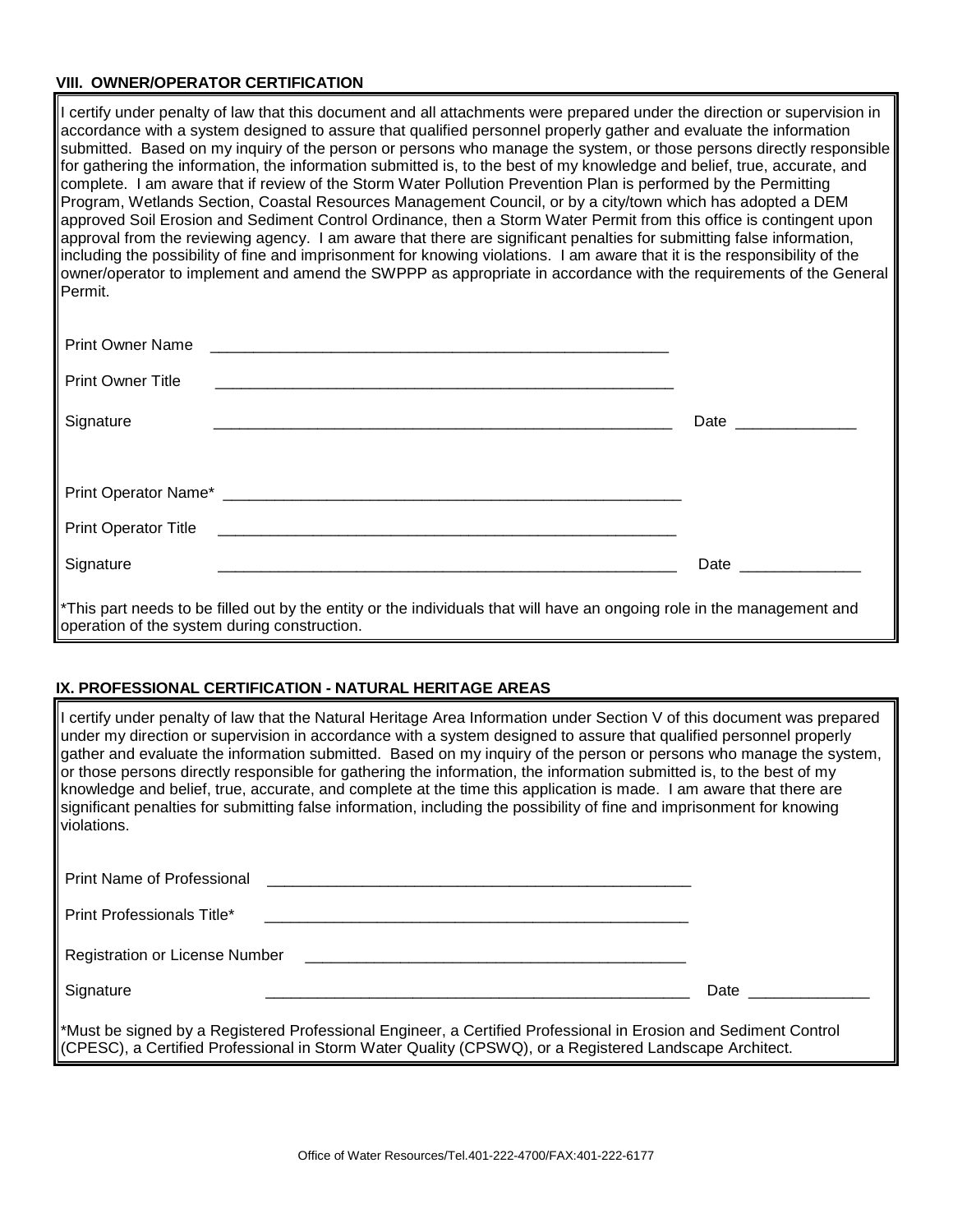### VIII. OWNER/OPERATOR CERTIFICATION

I certify under penalty of law that this document and all attachments were prepared under the direction or supervision in accordance with a system designed to assure that qualified personnel properly gather and evaluate the information submitted. Based on my inquiry of the person or persons who manage the system, or those persons directly responsible for gathering the information, the information submitted is, to the best of my knowledge and belief, true, accurate, and complete. I am aware that if review of the Storm Water Pollution Prevention Plan is performed by the Permitting Program, Wetlands Section, Coastal Resources Management Council, or by a city/town which has adopted a DEM approved Soil Erosion and Sediment Control Ordinance, then a Storm Water Permit from this office is contingent upon approval from the reviewing agency. I am aware that there are significant penalties for submitting false information, including the possibility of fine and imprisonment for knowing violations. I am aware that it is the responsibility of the owner/operator to implement and amend the SWPPP as appropriate in accordance with the requirements of the General Permit.

Print Owner Name \_\_\_\_\_\_\_\_\_\_\_\_\_\_\_\_\_\_\_\_\_\_\_\_\_\_\_\_\_\_\_\_\_\_\_\_\_\_\_\_\_\_\_\_\_\_\_\_\_\_\_\_

Print Owner Title \_\_\_\_\_\_\_\_\_\_\_\_\_\_\_\_\_\_\_\_\_\_\_\_\_\_\_\_\_\_\_\_\_\_\_\_\_\_\_\_\_\_\_\_\_\_\_\_\_\_\_\_

Signature \_\_\_\_\_\_\_\_\_\_\_\_\_\_\_\_\_\_\_\_\_\_\_\_\_\_\_\_\_\_\_\_\_\_\_\_\_\_\_\_\_\_\_\_\_\_\_\_\_\_\_\_ Date \_\_\_\_\_\_\_\_\_\_\_\_\_\_

Print Operator Name* \_\_\_\_\_\_\_\_\_\_\_\_\_\_\_\_\_\_\_\_\_\_\_\_\_\_\_\_\_\_\_\_\_\_\_\_\_\_\_\_\_\_\_\_\_\_\_\_\_\_\_\_

Print Operator Title \_\_\_\_\_\_\_\_\_\_\_\_\_\_\_\_\_\_\_\_\_\_\_\_\_\_\_\_\_\_\_\_\_\_\_\_\_\_\_\_\_\_\_\_\_\_\_\_\_\_\_\_

Signature \_\_\_\_\_\_\_\_\_\_\_\_\_\_\_\_\_\_\_\_\_\_\_\_\_\_\_\_\_\_\_\_\_\_\_\_\_\_\_\_\_\_\_\_\_\_\_\_\_\_\_\_ Date \_\_\_\_\_\_\_\_\_\_\_\_\_\_

*This part needs to be filled out by the entity or the individuals that will have an ongoing role in the management and operation of the system during construction.

### IX. PROFESSIONAL CERTIFICATION - NATURAL HERITAGE AREAS

I certify under penalty of law that the Natural Heritage Area Information under Section V of this document was prepared under my direction or supervision in accordance with a system designed to assure that qualified personnel properly gather and evaluate the information submitted. Based on my inquiry of the person or persons who manage the system, or those persons directly responsible for gathering the information, the information submitted is, to the best of my knowledge and belief, true, accurate, and complete at the time this application is made. I am aware that there are significant penalties for submitting false information, including the possibility of fine and imprisonment for knowing violations.

Print Name of Professional \_\_\_\_\_\_\_\_\_\_\_\_\_\_\_\_\_\_\_\_\_\_\_\_\_\_\_\_\_\_\_\_\_\_\_\_\_\_\_\_\_\_\_\_\_\_\_\_

Print Professionals Title* \_\_\_\_\_\_\_\_\_\_\_\_\_\_\_\_\_\_\_\_\_\_\_\_\_\_\_\_\_\_\_\_\_\_\_\_\_\_\_\_\_\_\_\_\_\_\_\_

Registration or License Number \_\_\_\_\_\_\_\_\_\_\_\_\_\_\_\_\_\_\_\_\_\_\_\_\_\_\_\_\_\_\_\_\_\_\_\_\_\_\_\_\_\_\_\_

Signature \_\_\_\_\_\_\_\_\_\_\_\_\_\_\_\_\_\_\_\_\_\_\_\_\_\_\_\_\_\_\_\_\_\_\_\_\_\_\_\_\_\_\_\_\_\_\_\_ Date \_\_\_\_\_\_\_\_\_\_\_\_\_\_

*Must be signed by a Registered Professional Engineer, a Certified Professional in Erosion and Sediment Control (CPESC), a Certified Professional in Storm Water Quality (CPSWQ), or a Registered Landscape Architect.

Office of Water Resources/Tel.401-222-4700/FAX:401-222-6177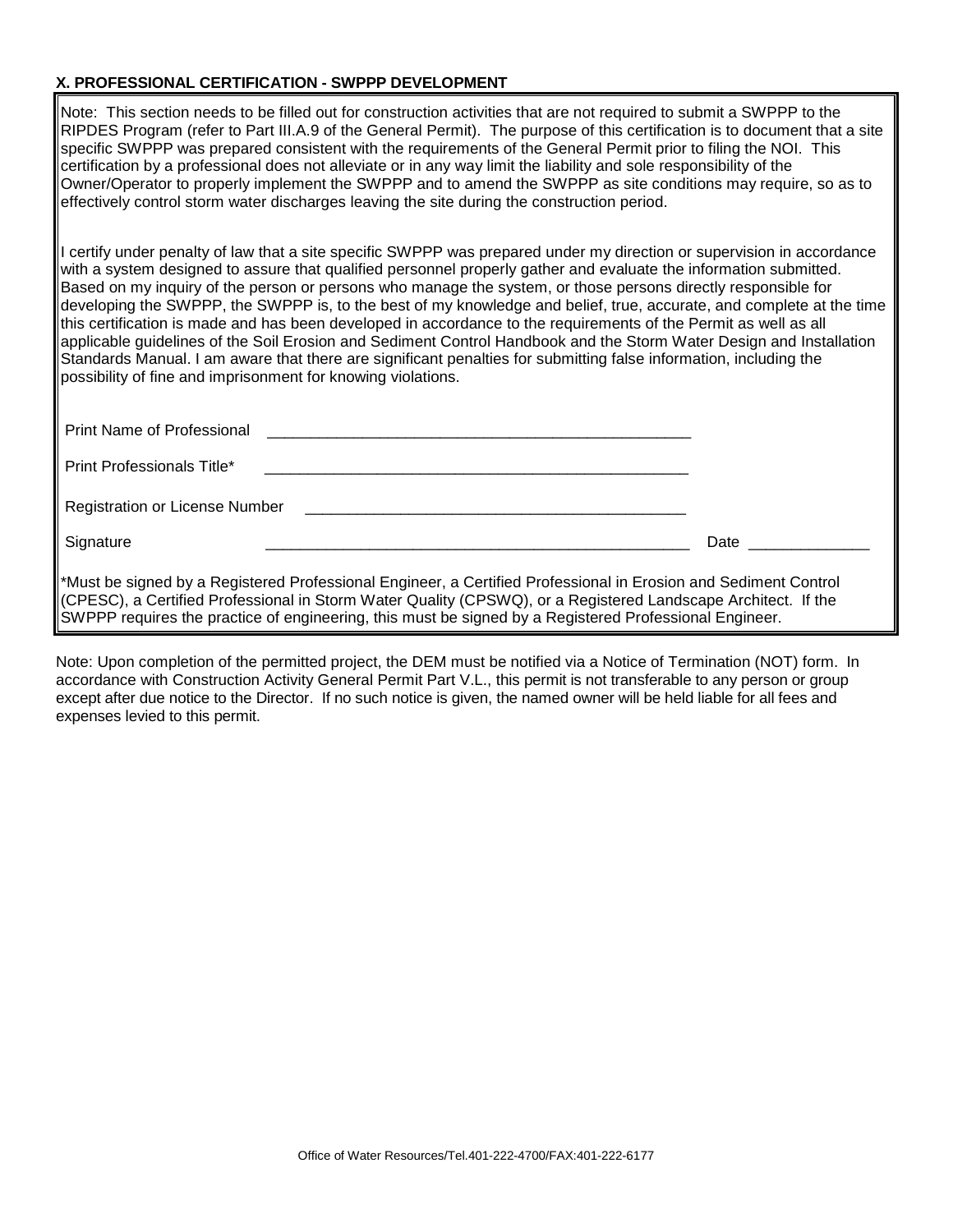**X. PROFESSIONAL CERTIFICATION - SWPPP DEVELOPMENT**

Note: This section needs to be filled out for construction activities that are not required to submit a SWPPP to the RIPDES Program (refer to Part III.A.9 of the General Permit). The purpose of this certification is to document that a site specific SWPPP was prepared consistent with the requirements of the General Permit prior to filing the NOI. This certification by a professional does not alleviate or in any way limit the liability and sole responsibility of the Owner/Operator to properly implement the SWPPP and to amend the SWPPP as site conditions may require, so as to effectively control storm water discharges leaving the site during the construction period.

I certify under penalty of law that a site specific SWPPP was prepared under my direction or supervision in accordance with a system designed to assure that qualified personnel properly gather and evaluate the information submitted. Based on my inquiry of the person or persons who manage the system, or those persons directly responsible for developing the SWPPP, the SWPPP is, to the best of my knowledge and belief, true, accurate, and complete at the time this certification is made and has been developed in accordance to the requirements of the Permit as well as all applicable guidelines of the Soil Erosion and Sediment Control Handbook and the Storm Water Design and Installation Standards Manual. I am aware that there are significant penalties for submitting false information, including the possibility of fine and imprisonment for knowing violations.

Print Name of Professional ____________________________________________________

Print Professionals Title* ____________________________________________________

Registration or License Number ______________________________________________

Signature ____________________________________________________ Date ______________

*Must be signed by a Registered Professional Engineer, a Certified Professional in Erosion and Sediment Control (CPESC), a Certified Professional in Storm Water Quality (CPSWQ), or a Registered Landscape Architect. If the SWPPP requires the practice of engineering, this must be signed by a Registered Professional Engineer.

Note: Upon completion of the permitted project, the DEM must be notified via a Notice of Termination (NOT) form. In accordance with Construction Activity General Permit Part V.L., this permit is not transferable to any person or group except after due notice to the Director. If no such notice is given, the named owner will be held liable for all fees and expenses levied to this permit.

Office of Water Resources/Tel.401-222-4700/FAX:401-222-6177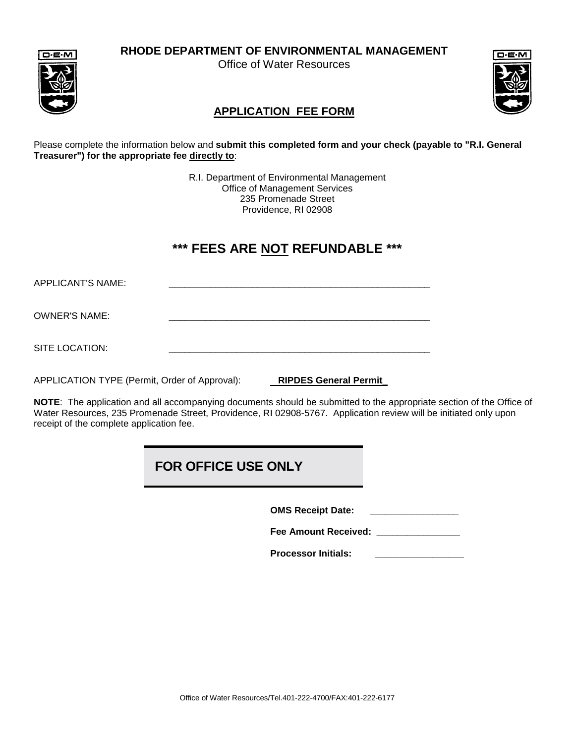**RHODE DEPARTMENT OF ENVIRONMENTAL MANAGEMENT**

Office of Water Resources

## APPLICATION FEE FORM

Please complete the information below and **submit this completed form and your check (payable to "R.I. General Treasurer") for the appropriate fee directly to**:

R.I. Department of Environmental Management
Office of Management Services
235 Promenade Street
Providence, RI 02908

## \*\*\* FEES ARE NOT REFUNDABLE \*\*\*

APPLICANT'S NAME: ____________________________________________

OWNER'S NAME: ____________________________________________

SITE LOCATION: ____________________________________________

APPLICATION TYPE (Permit, Order of Approval): **RIPDES General Permit**

**NOTE**: The application and all accompanying documents should be submitted to the appropriate section of the Office of Water Resources, 235 Promenade Street, Providence, RI 02908-5767. Application review will be initiated only upon receipt of the complete application fee.

### FOR OFFICE USE ONLY

**OMS Receipt Date:** ________________

**Fee Amount Received:** ________________

**Processor Initials:** ________________

Office of Water Resources/Tel.401-222-4700/FAX:401-222-6177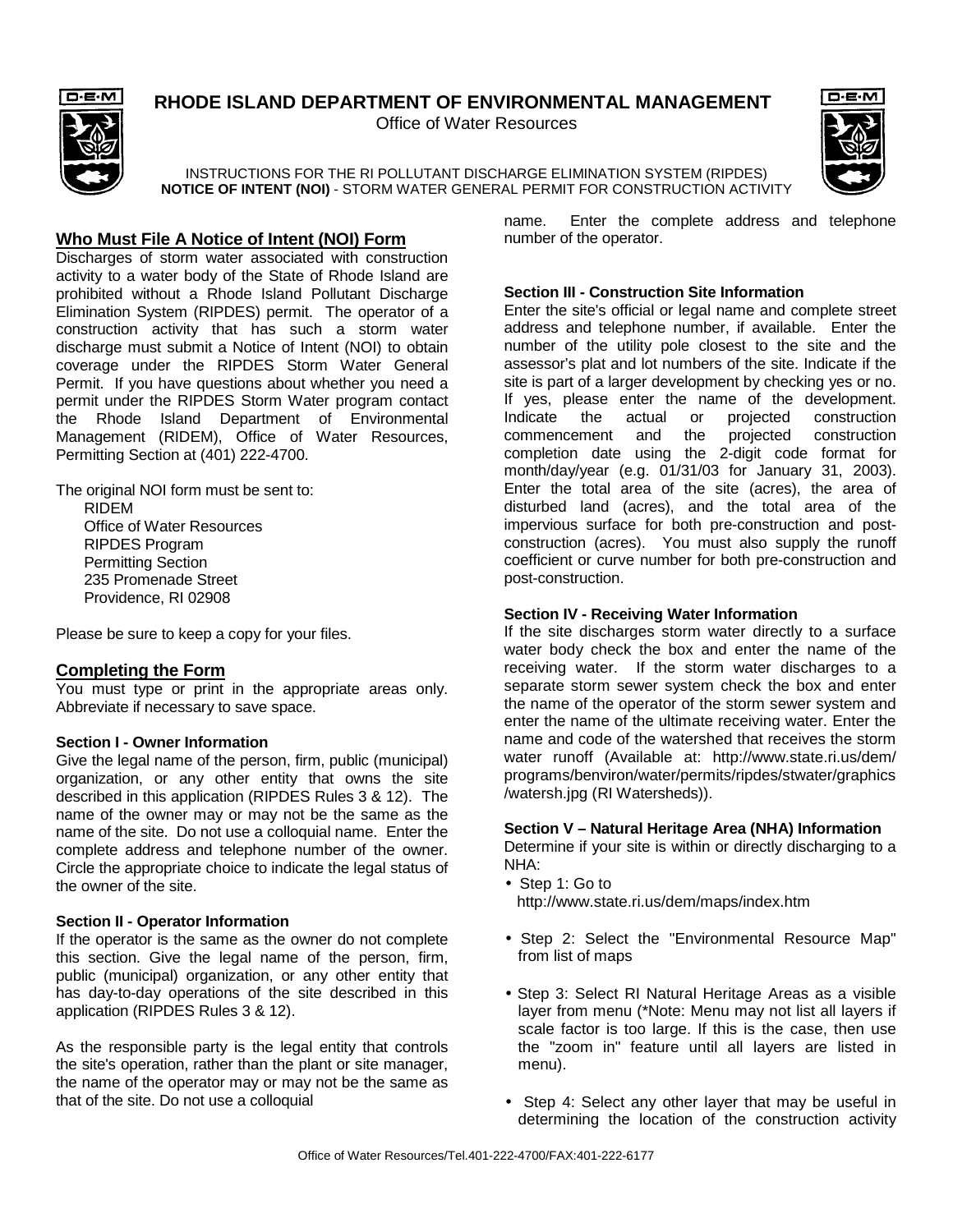**RHODE ISLAND DEPARTMENT OF ENVIRONMENTAL MANAGEMENT**

Office of Water Resources

INSTRUCTIONS FOR THE RI POLLUTANT DISCHARGE ELIMINATION SYSTEM (RIPDES)
**NOTICE OF INTENT (NOI)** - STORM WATER GENERAL PERMIT FOR CONSTRUCTION ACTIVITY

## Who Must File A Notice of Intent (NOI) Form

Discharges of storm water associated with construction activity to a water body of the State of Rhode Island are prohibited without a Rhode Island Pollutant Discharge Elimination System (RIPDES) permit. The operator of a construction activity that has such a storm water discharge must submit a Notice of Intent (NOI) to obtain coverage under the RIPDES Storm Water General Permit. If you have questions about whether you need a permit under the RIPDES Storm Water program contact the Rhode Island Department of Environmental Management (RIDEM), Office of Water Resources, Permitting Section at (401) 222-4700.

The original NOI form must be sent to:

RIDEM
Office of Water Resources
RIPDES Program
Permitting Section
235 Promenade Street
Providence, RI 02908

Please be sure to keep a copy for your files.

## Completing the Form

You must type or print in the appropriate areas only. Abbreviate if necessary to save space.

### Section I - Owner Information

Give the legal name of the person, firm, public (municipal) organization, or any other entity that owns the site described in this application (RIPDES Rules 3 & 12). The name of the owner may or may not be the same as the name of the site. Do not use a colloquial name. Enter the complete address and telephone number of the owner. Circle the appropriate choice to indicate the legal status of the owner of the site.

### Section II - Operator Information

If the operator is the same as the owner do not complete this section. Give the legal name of the person, firm, public (municipal) organization, or any other entity that has day-to-day operations of the site described in this application (RIPDES Rules 3 & 12).

As the responsible party is the legal entity that controls the site's operation, rather than the plant or site manager, the name of the operator may or may not be the same as that of the site. Do not use a colloquial name. Enter the complete address and telephone number of the operator.

### Section III - Construction Site Information

Enter the site's official or legal name and complete street address and telephone number, if available. Enter the number of the utility pole closest to the site and the assessor's plat and lot numbers of the site. Indicate if the site is part of a larger development by checking yes or no. If yes, please enter the name of the development. Indicate the actual or projected construction commencement and the projected construction completion date using the 2-digit code format for month/day/year (e.g. 01/31/03 for January 31, 2003). Enter the total area of the site (acres), the area of disturbed land (acres), and the total area of the impervious surface for both pre-construction and post-construction (acres). You must also supply the runoff coefficient or curve number for both pre-construction and post-construction.

### Section IV - Receiving Water Information

If the site discharges storm water directly to a surface water body check the box and enter the name of the receiving water. If the storm water discharges to a separate storm sewer system check the box and enter the name of the operator of the storm sewer system and enter the name of the ultimate receiving water. Enter the name and code of the watershed that receives the storm water runoff (Available at: http://www.state.ri.us/dem/programs/benviron/water/permits/ripdes/stwater/graphics/watersh.jpg (RI Watersheds)).

### Section V – Natural Heritage Area (NHA) Information

Determine if your site is within or directly discharging to a NHA:

- Step 1: Go to http://www.state.ri.us/dem/maps/index.htm
- Step 2: Select the "Environmental Resource Map" from list of maps
- Step 3: Select RI Natural Heritage Areas as a visible layer from menu (*Note: Menu may not list all layers if scale factor is too large. If this is the case, then use the "zoom in" feature until all layers are listed in menu).
- Step 4: Select any other layer that may be useful in determining the location of the construction activity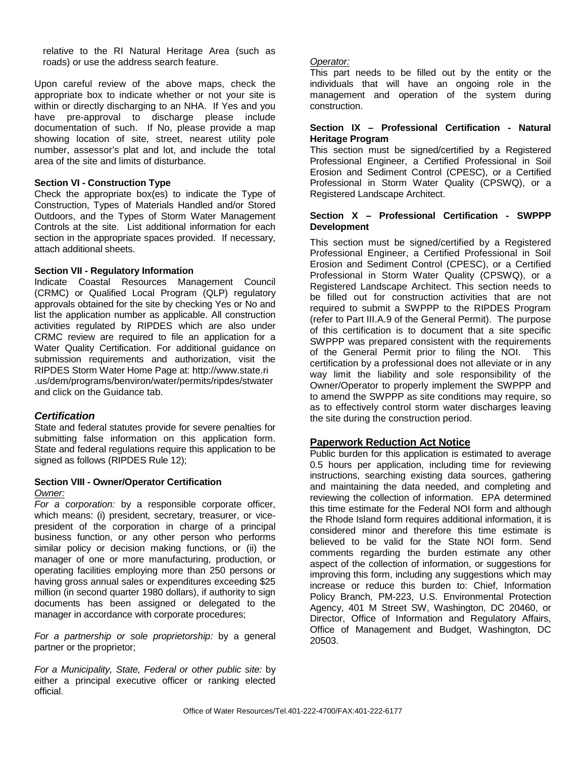relative to the RI Natural Heritage Area (such as roads) or use the address search feature.

Upon careful review of the above maps, check the appropriate box to indicate whether or not your site is within or directly discharging to an NHA. If Yes and you have pre-approval to discharge please include documentation of such. If No, please provide a map showing location of site, street, nearest utility pole number, assessor's plat and lot, and include the total area of the site and limits of disturbance.

**Section VI - Construction Type**

Check the appropriate box(es) to indicate the Type of Construction, Types of Materials Handled and/or Stored Outdoors, and the Types of Storm Water Management Controls at the site. List additional information for each section in the appropriate spaces provided. If necessary, attach additional sheets.

**Section VII - Regulatory Information**

Indicate Coastal Resources Management Council (CRMC) or Qualified Local Program (QLP) regulatory approvals obtained for the site by checking Yes or No and list the application number as applicable. All construction activities regulated by RIPDES which are also under CRMC review are required to file an application for a Water Quality Certification. For additional guidance on submission requirements and authorization, visit the RIPDES Storm Water Home Page at: http://www.state.ri.us/dem/programs/benviron/water/permits/ripdes/stwater and click on the Guidance tab.

## *Certification*

State and federal statutes provide for severe penalties for submitting false information on this application form. State and federal regulations require this application to be signed as follows (RIPDES Rule 12);

**Section VIII - Owner/Operator Certification**

*Owner:*

*For a corporation:* by a responsible corporate officer, which means: (i) president, secretary, treasurer, or vice-president of the corporation in charge of a principal business function, or any other person who performs similar policy or decision making functions, or (ii) the manager of one or more manufacturing, production, or operating facilities employing more than 250 persons or having gross annual sales or expenditures exceeding $25 million (in second quarter 1980 dollars), if authority to sign documents has been assigned or delegated to the manager in accordance with corporate procedures;

*For a partnership or sole proprietorship:* by a general partner or the proprietor;

*For a Municipality, State, Federal or other public site:* by either a principal executive officer or ranking elected official.

*Operator:*

This part needs to be filled out by the entity or the individuals that will have an ongoing role in the management and operation of the system during construction.

**Section IX – Professional Certification - Natural Heritage Program**

This section must be signed/certified by a Registered Professional Engineer, a Certified Professional in Soil Erosion and Sediment Control (CPESC), or a Certified Professional in Storm Water Quality (CPSWQ), or a Registered Landscape Architect.

**Section X – Professional Certification - SWPPP Development**

This section must be signed/certified by a Registered Professional Engineer, a Certified Professional in Soil Erosion and Sediment Control (CPESC), or a Certified Professional in Storm Water Quality (CPSWQ), or a Registered Landscape Architect. This section needs to be filled out for construction activities that are not required to submit a SWPPP to the RIPDES Program (refer to Part III.A.9 of the General Permit). The purpose of this certification is to document that a site specific SWPPP was prepared consistent with the requirements of the General Permit prior to filing the NOI. This certification by a professional does not alleviate or in any way limit the liability and sole responsibility of the Owner/Operator to properly implement the SWPPP and to amend the SWPPP as site conditions may require, so as to effectively control storm water discharges leaving the site during the construction period.

## Paperwork Reduction Act Notice

Public burden for this application is estimated to average 0.5 hours per application, including time for reviewing instructions, searching existing data sources, gathering and maintaining the data needed, and completing and reviewing the collection of information. EPA determined this time estimate for the Federal NOI form and although the Rhode Island form requires additional information, it is considered minor and therefore this time estimate is believed to be valid for the State NOI form. Send comments regarding the burden estimate any other aspect of the collection of information, or suggestions for improving this form, including any suggestions which may increase or reduce this burden to: Chief, Information Policy Branch, PM-223, U.S. Environmental Protection Agency, 401 M Street SW, Washington, DC 20460, or Director, Office of Information and Regulatory Affairs, Office of Management and Budget, Washington, DC 20503.